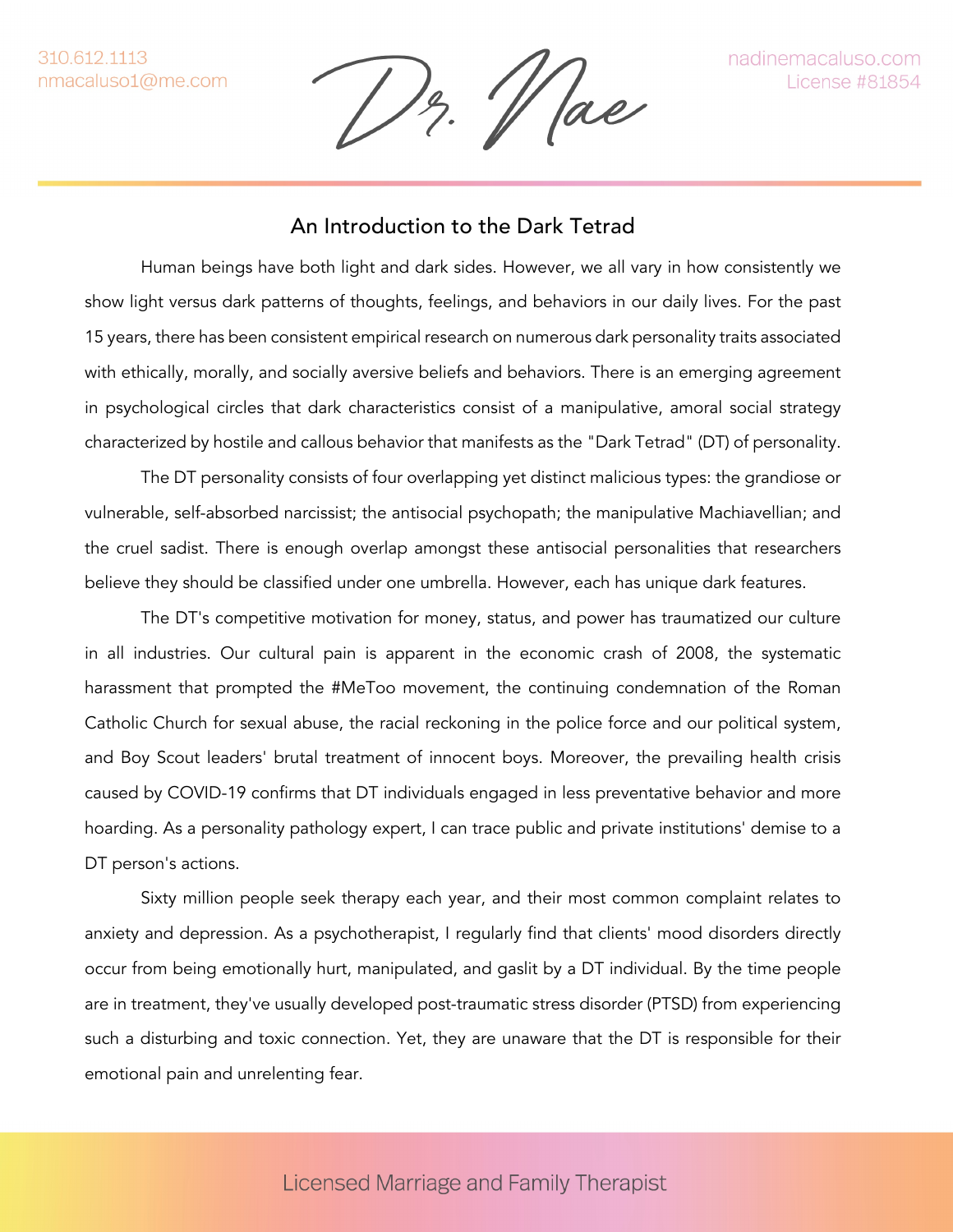# An Introduction to the Dark Tetrad

Human beings have both light and dark sides. However, we all vary in how consistently we show light versus dark patterns of thoughts, feelings, and behaviors in our daily lives. For the past 15 years, there has been consistent empirical research on numerous dark personality traits associated with ethically, morally, and socially aversive beliefs and behaviors. There is an emerging agreement in psychological circles that dark characteristics consist of a manipulative, amoral social strategy characterized by hostile and callous behavior that manifests as the "Dark Tetrad" (DT) of personality.

The DT personality consists of four overlapping yet distinct malicious types: the grandiose or vulnerable, self-absorbed narcissist; the antisocial psychopath; the manipulative Machiavellian; and the cruel sadist. There is enough overlap amongst these antisocial personalities that researchers believe they should be classified under one umbrella. However, each has unique dark features.

The DT's competitive motivation for money, status, and power has traumatized our culture in all industries. Our cultural pain is apparent in the economic crash of 2008, the systematic harassment that prompted the #MeToo movement, the continuing condemnation of the Roman Catholic Church for sexual abuse, the racial reckoning in the police force and our political system, and Boy Scout leaders' brutal treatment of innocent boys. Moreover, the prevailing health crisis caused by COVID-19 confirms that DT individuals engaged in less preventative behavior and more hoarding. As a personality pathology expert, I can trace public and private institutions' demise to a DT person's actions.

Sixty million people seek therapy each year, and their most common complaint relates to anxiety and depression. As a psychotherapist, I regularly find that clients' mood disorders directly occur from being emotionally hurt, manipulated, and gaslit by a DT individual. By the time people are in treatment, they've usually developed post-traumatic stress disorder (PTSD) from experiencing such a disturbing and toxic connection. Yet, they are unaware that the DT is responsible for their emotional pain and unrelenting fear.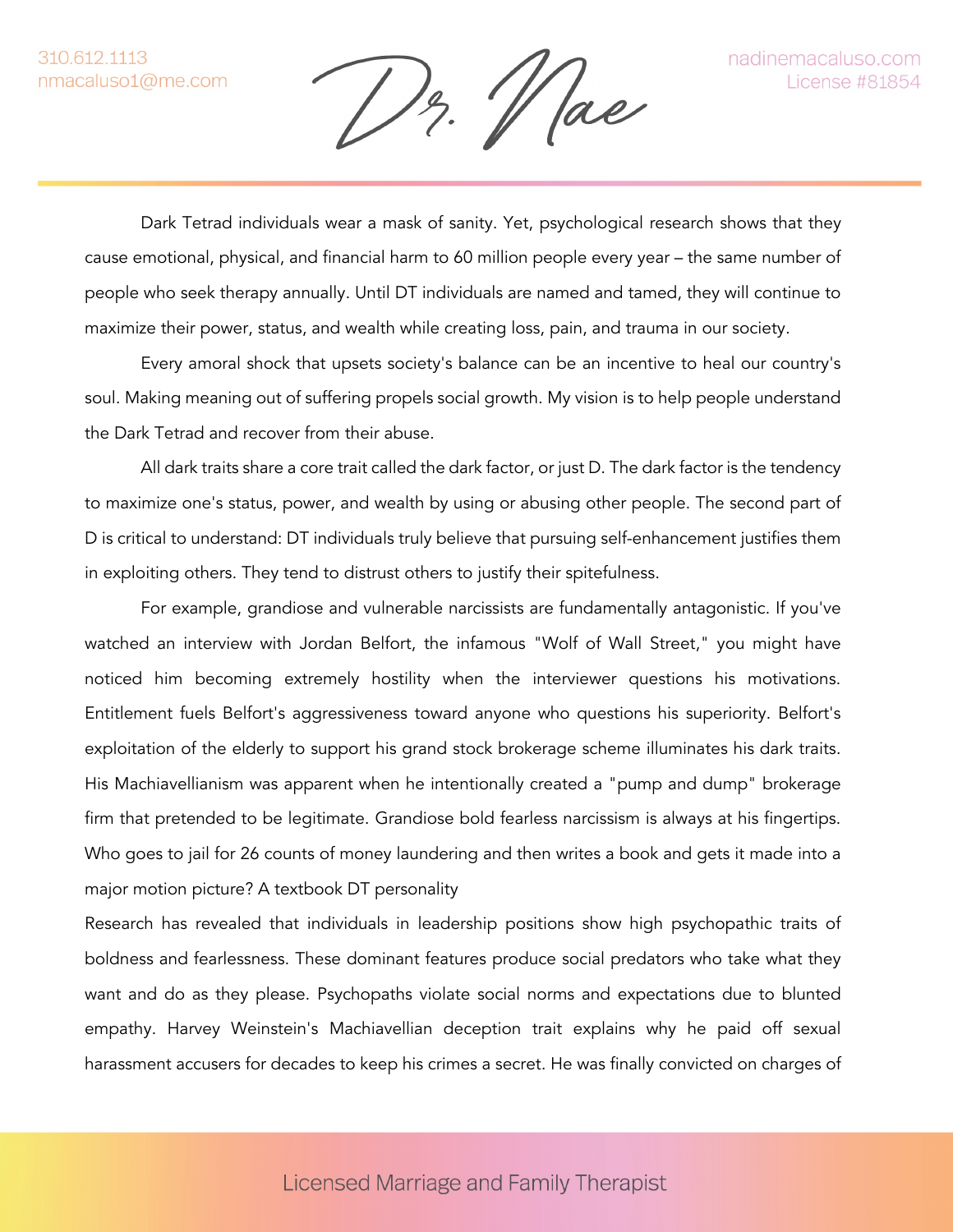Dark Tetrad individuals wear a mask of sanity. Yet, psychological research shows that they cause emotional, physical, and financial harm to 60 million people every year – the same number of people who seek therapy annually. Until DT individuals are named and tamed, they will continue to maximize their power, status, and wealth while creating loss, pain, and trauma in our society.

Every amoral shock that upsets society's balance can be an incentive to heal our country's soul. Making meaning out of suffering propels social growth. My vision is to help people understand the Dark Tetrad and recover from their abuse.

All dark traits share a core trait called the dark factor, or just D. The dark factor is the tendency to maximize one's status, power, and wealth by using or abusing other people. The second part of D is critical to understand: DT individuals truly believe that pursuing self-enhancement justifies them in exploiting others. They tend to distrust others to justify their spitefulness.

For example, grandiose and vulnerable narcissists are fundamentally antagonistic. If you've watched an interview with Jordan Belfort, the infamous "Wolf of Wall Street," you might have noticed him becoming extremely hostility when the interviewer questions his motivations. Entitlement fuels Belfort's aggressiveness toward anyone who questions his superiority. Belfort's exploitation of the elderly to support his grand stock brokerage scheme illuminates his dark traits. His Machiavellianism was apparent when he intentionally created a "pump and dump" brokerage firm that pretended to be legitimate. Grandiose bold fearless narcissism is always at his fingertips. Who goes to jail for 26 counts of money laundering and then writes a book and gets it made into a major motion picture? A textbook DT personality

Research has revealed that individuals in leadership positions show high psychopathic traits of boldness and fearlessness. These dominant features produce social predators who take what they want and do as they please. Psychopaths violate social norms and expectations due to blunted empathy. Harvey Weinstein's Machiavellian deception trait explains why he paid off sexual harassment accusers for decades to keep his crimes a secret. He was finally convicted on charges of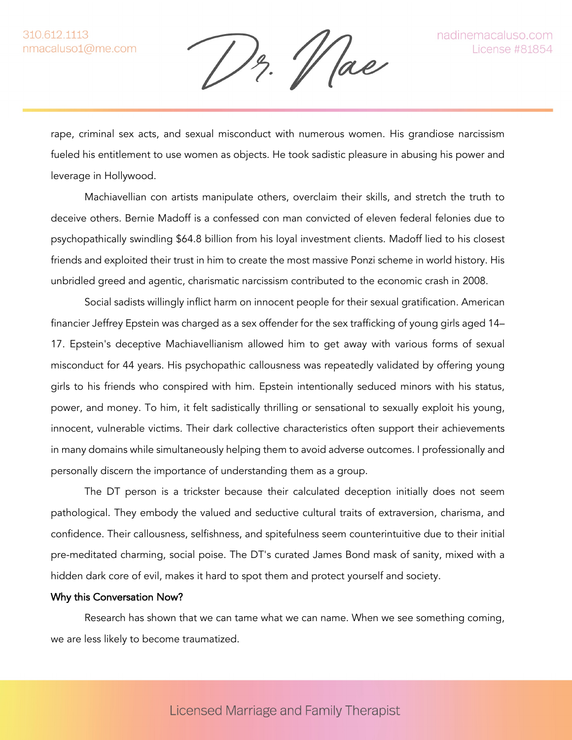rape, criminal sex acts, and sexual misconduct with numerous women. His grandiose narcissism fueled his entitlement to use women as objects. He took sadistic pleasure in abusing his power and leverage in Hollywood.

Machiavellian con artists manipulate others, overclaim their skills, and stretch the truth to deceive others. Bernie Madoff is a confessed con man convicted of eleven federal felonies due to psychopathically swindling $64.8 billion from his loyal investment clients. Madoff lied to his closest friends and exploited their trust in him to create the most massive Ponzi scheme in world history. His unbridled greed and agentic, charismatic narcissism contributed to the economic crash in 2008.

Social sadists willingly inflict harm on innocent people for their sexual gratification. American financier Jeffrey Epstein was charged as a sex offender for the sex trafficking of young girls aged 14–17. Epstein's deceptive Machiavellianism allowed him to get away with various forms of sexual misconduct for 44 years. His psychopathic callousness was repeatedly validated by offering young girls to his friends who conspired with him. Epstein intentionally seduced minors with his status, power, and money. To him, it felt sadistically thrilling or sensational to sexually exploit his young, innocent, vulnerable victims. Their dark collective characteristics often support their achievements in many domains while simultaneously helping them to avoid adverse outcomes. I professionally and personally discern the importance of understanding them as a group.

The DT person is a trickster because their calculated deception initially does not seem pathological. They embody the valued and seductive cultural traits of extraversion, charisma, and confidence. Their callousness, selfishness, and spitefulness seem counterintuitive due to their initial pre-meditated charming, social poise. The DT's curated James Bond mask of sanity, mixed with a hidden dark core of evil, makes it hard to spot them and protect yourself and society.

**Why this Conversation Now?**

Research has shown that we can tame what we can name. When we see something coming, we are less likely to become traumatized.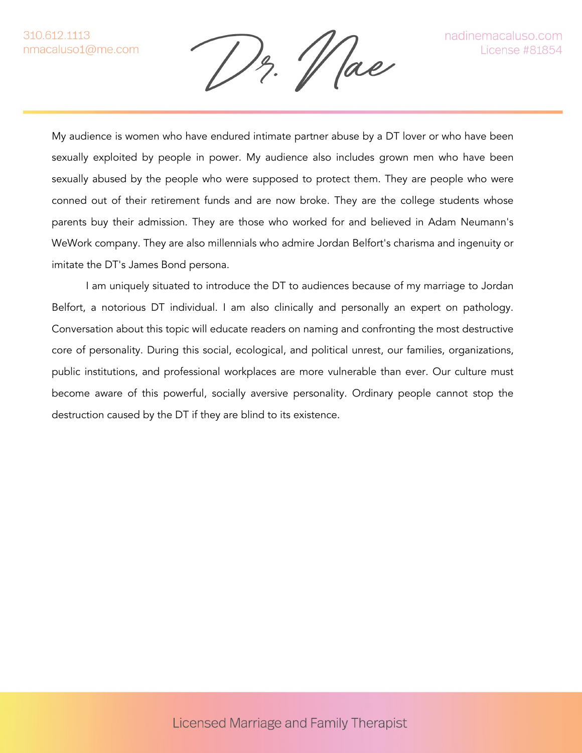My audience is women who have endured intimate partner abuse by a DT lover or who have been sexually exploited by people in power. My audience also includes grown men who have been sexually abused by the people who were supposed to protect them. They are people who were conned out of their retirement funds and are now broke. They are the college students whose parents buy their admission. They are those who worked for and believed in Adam Neumann's WeWork company. They are also millennials who admire Jordan Belfort's charisma and ingenuity or imitate the DT's James Bond persona.

I am uniquely situated to introduce the DT to audiences because of my marriage to Jordan Belfort, a notorious DT individual. I am also clinically and personally an expert on pathology. Conversation about this topic will educate readers on naming and confronting the most destructive core of personality. During this social, ecological, and political unrest, our families, organizations, public institutions, and professional workplaces are more vulnerable than ever. Our culture must become aware of this powerful, socially aversive personality. Ordinary people cannot stop the destruction caused by the DT if they are blind to its existence.